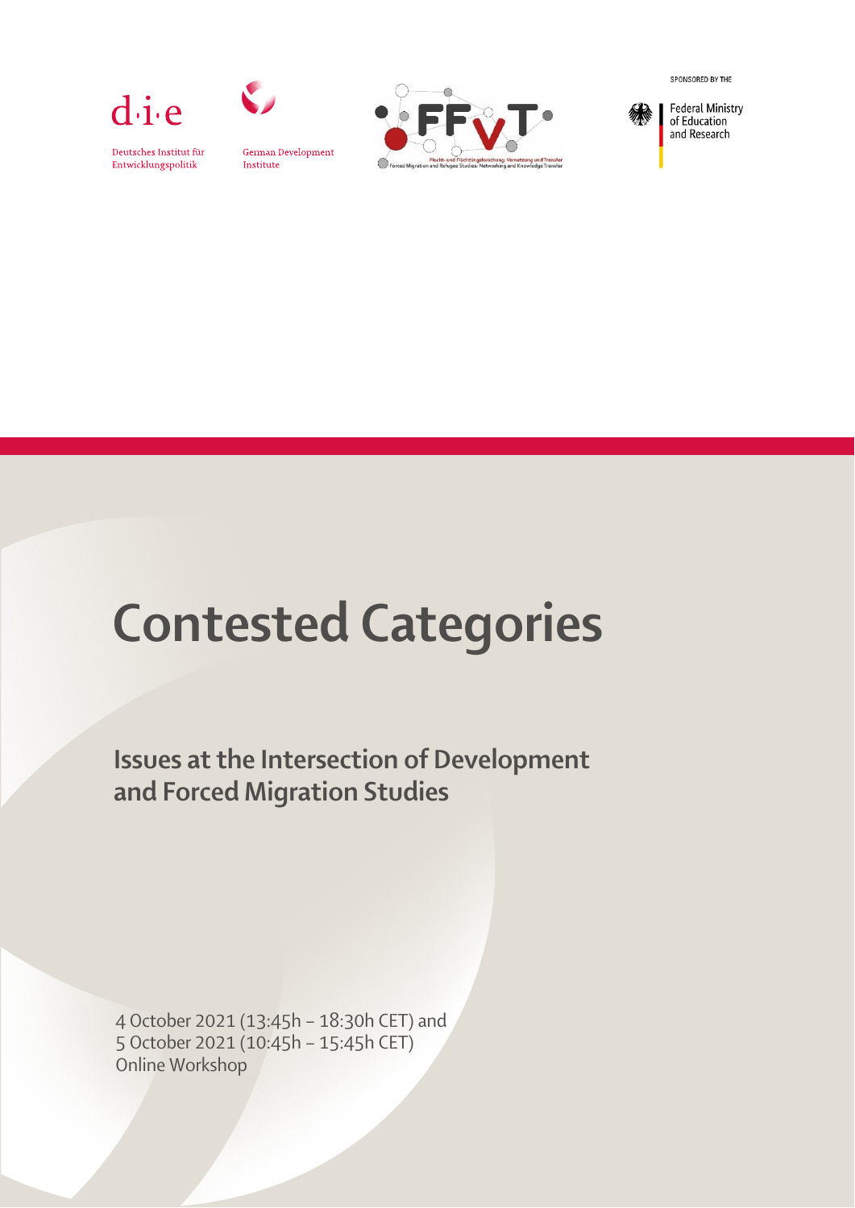d·i·e

Deutsches Institut für Entwicklungspolitik

German Development Institute

FFVT

Flucht- und Flüchtlingsforschung: Vernetzung und Transfer
Forced Migration and Refugee Studies: Networking and Knowledge Transfer

SPONSORED BY THE

Federal Ministry of Education and Research

# Contested Categories

## Issues at the Intersection of Development and Forced Migration Studies

4 October 2021 (13:45h – 18:30h CET) and
5 October 2021 (10:45h – 15:45h CET)
Online Workshop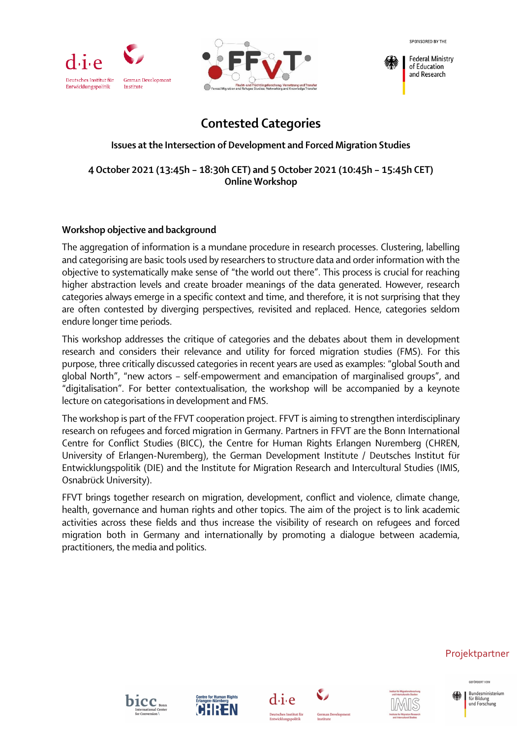# Contested Categories

## Issues at the Intersection of Development and Forced Migration Studies

**4 October 2021 (13:45h – 18:30h CET) and 5 October 2021 (10:45h – 15:45h CET)**
**Online Workshop**

### Workshop objective and background

The aggregation of information is a mundane procedure in research processes. Clustering, labelling and categorising are basic tools used by researchers to structure data and order information with the objective to systematically make sense of "the world out there". This process is crucial for reaching higher abstraction levels and create broader meanings of the data generated. However, research categories always emerge in a specific context and time, and therefore, it is not surprising that they are often contested by diverging perspectives, revisited and replaced. Hence, categories seldom endure longer time periods.

This workshop addresses the critique of categories and the debates about them in development research and considers their relevance and utility for forced migration studies (FMS). For this purpose, three critically discussed categories in recent years are used as examples: "global South and global North", "new actors – self-empowerment and emancipation of marginalised groups", and "digitalisation". For better contextualisation, the workshop will be accompanied by a keynote lecture on categorisations in development and FMS.

The workshop is part of the FFVT cooperation project. FFVT is aiming to strengthen interdisciplinary research on refugees and forced migration in Germany. Partners in FFVT are the Bonn International Centre for Conflict Studies (BICC), the Centre for Human Rights Erlangen Nuremberg (CHREN, University of Erlangen-Nuremberg), the German Development Institute / Deutsches Institut für Entwicklungspolitik (DIE) and the Institute for Migration Research and Intercultural Studies (IMIS, Osnabrück University).

FFVT brings together research on migration, development, conflict and violence, climate change, health, governance and human rights and other topics. The aim of the project is to link academic activities across these fields and thus increase the visibility of research on refugees and forced migration both in Germany and internationally by promoting a dialogue between academia, practitioners, the media and politics.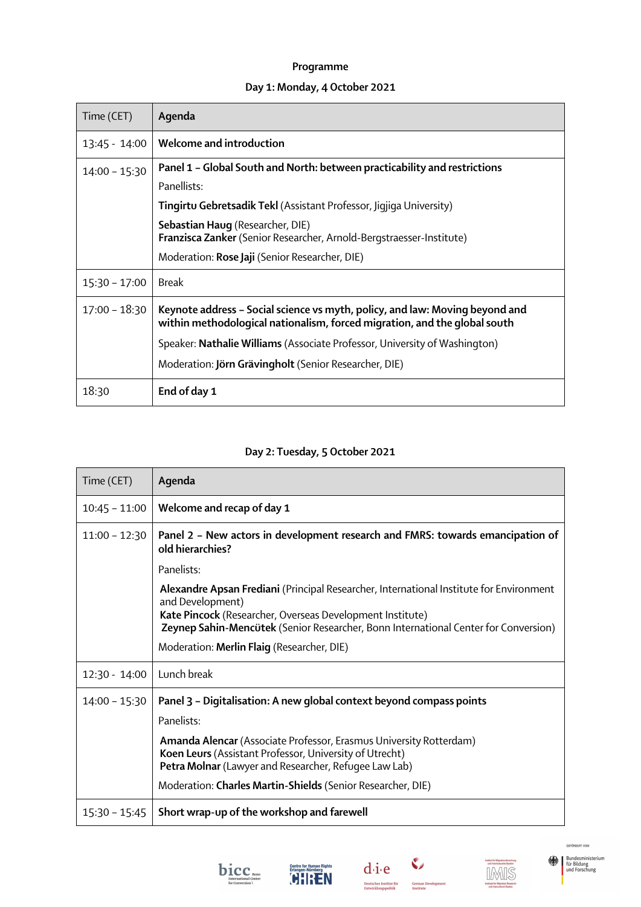**Programme**

**Day 1: Monday, 4 October 2021**

| Time (CET) | Agenda |
|---|---|
| 13:45 - 14:00 | **Welcome and introduction** |
| 14:00 – 15:30 | **Panel 1 – Global South and North: between practicability and restrictions**<br>Panellists:<br>**Tingirtu Gebretsadik Tekl** (Assistant Professor, Jigjiga University)<br>**Sebastian Haug** (Researcher, DIE)<br>**Franzisca Zanker** (Senior Researcher, Arnold-Bergstraesser-Institute)<br>Moderation: **Rose Jaji** (Senior Researcher, DIE) |
| 15:30 – 17:00 | Break |
| 17:00 – 18:30 | **Keynote address – Social science vs myth, policy, and law: Moving beyond and within methodological nationalism, forced migration, and the global south**<br>Speaker: **Nathalie Williams** (Associate Professor, University of Washington)<br>Moderation: **Jörn Grävingholt** (Senior Researcher, DIE) |
| 18:30 | **End of day 1** |

**Day 2: Tuesday, 5 October 2021**

| Time (CET) | Agenda |
|---|---|
| 10:45 – 11:00 | **Welcome and recap of day 1** |
| 11:00 – 12:30 | **Panel 2 – New actors in development research and FMRS: towards emancipation of old hierarchies?**<br>Panelists:<br>**Alexandre Apsan Frediani** (Principal Researcher, International Institute for Environment and Development)<br>**Kate Pincock** (Researcher, Overseas Development Institute)<br>**Zeynep Sahin-Mencütek** (Senior Researcher, Bonn International Center for Conversion)<br>Moderation: **Merlin Flaig** (Researcher, DIE) |
| 12:30 - 14:00 | Lunch break |
| 14:00 – 15:30 | **Panel 3 – Digitalisation: A new global context beyond compass points**<br>Panelists:<br>**Amanda Alencar** (Associate Professor, Erasmus University Rotterdam)<br>**Koen Leurs** (Assistant Professor, University of Utrecht)<br>**Petra Molnar** (Lawyer and Researcher, Refugee Law Lab)<br>Moderation: **Charles Martin-Shields** (Senior Researcher, DIE) |
| 15:30 – 15:45 | **Short wrap-up of the workshop and farewell** |